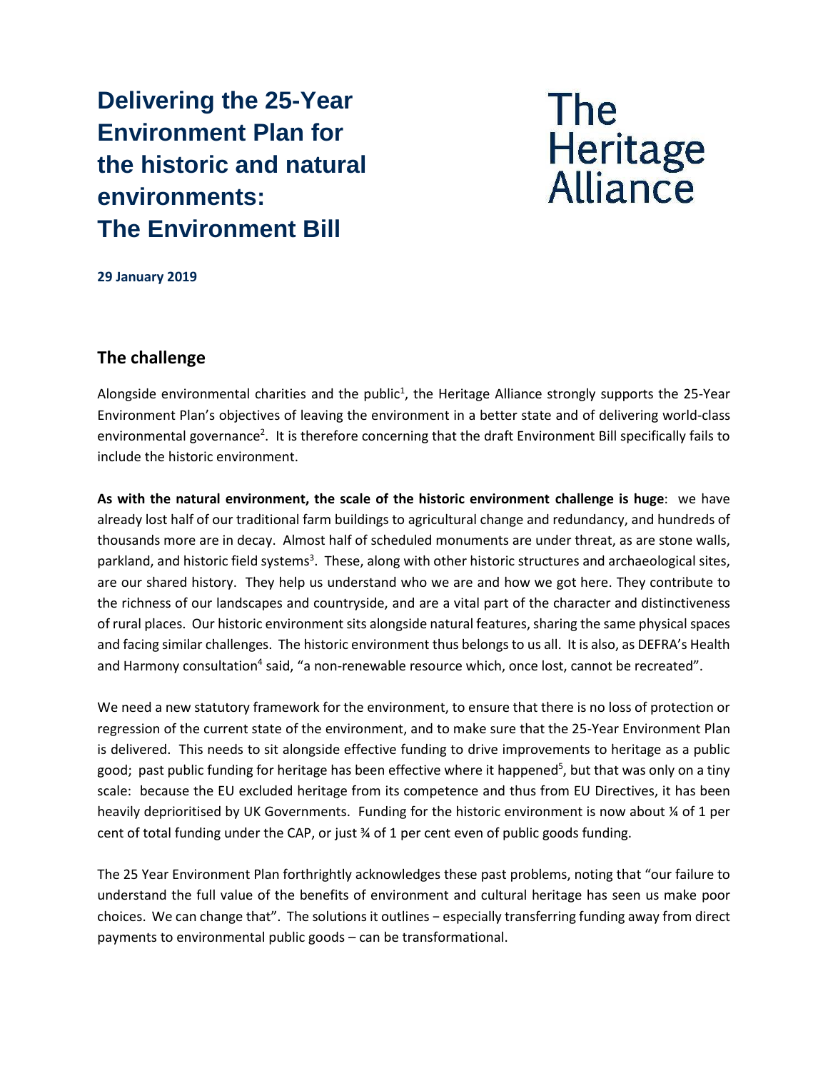# Delivering the 25-Year Environment Plan for the historic and natural environments: The Environment Bill

The Heritage Alliance

**29 January 2019**

## The challenge

Alongside environmental charities and the public[1], the Heritage Alliance strongly supports the 25-Year Environment Plan's objectives of leaving the environment in a better state and of delivering world-class environmental governance[2]. It is therefore concerning that the draft Environment Bill specifically fails to include the historic environment.

**As with the natural environment, the scale of the historic environment challenge is huge**: we have already lost half of our traditional farm buildings to agricultural change and redundancy, and hundreds of thousands more are in decay. Almost half of scheduled monuments are under threat, as are stone walls, parkland, and historic field systems[3]. These, along with other historic structures and archaeological sites, are our shared history. They help us understand who we are and how we got here. They contribute to the richness of our landscapes and countryside, and are a vital part of the character and distinctiveness of rural places. Our historic environment sits alongside natural features, sharing the same physical spaces and facing similar challenges. The historic environment thus belongs to us all. It is also, as DEFRA's Health and Harmony consultation[4] said, "a non-renewable resource which, once lost, cannot be recreated".

We need a new statutory framework for the environment, to ensure that there is no loss of protection or regression of the current state of the environment, and to make sure that the 25-Year Environment Plan is delivered. This needs to sit alongside effective funding to drive improvements to heritage as a public good; past public funding for heritage has been effective where it happened[5], but that was only on a tiny scale: because the EU excluded heritage from its competence and thus from EU Directives, it has been heavily deprioritised by UK Governments. Funding for the historic environment is now about ¼ of 1 per cent of total funding under the CAP, or just ¾ of 1 per cent even of public goods funding.

The 25 Year Environment Plan forthrightly acknowledges these past problems, noting that "our failure to understand the full value of the benefits of environment and cultural heritage has seen us make poor choices. We can change that". The solutions it outlines − especially transferring funding away from direct payments to environmental public goods – can be transformational.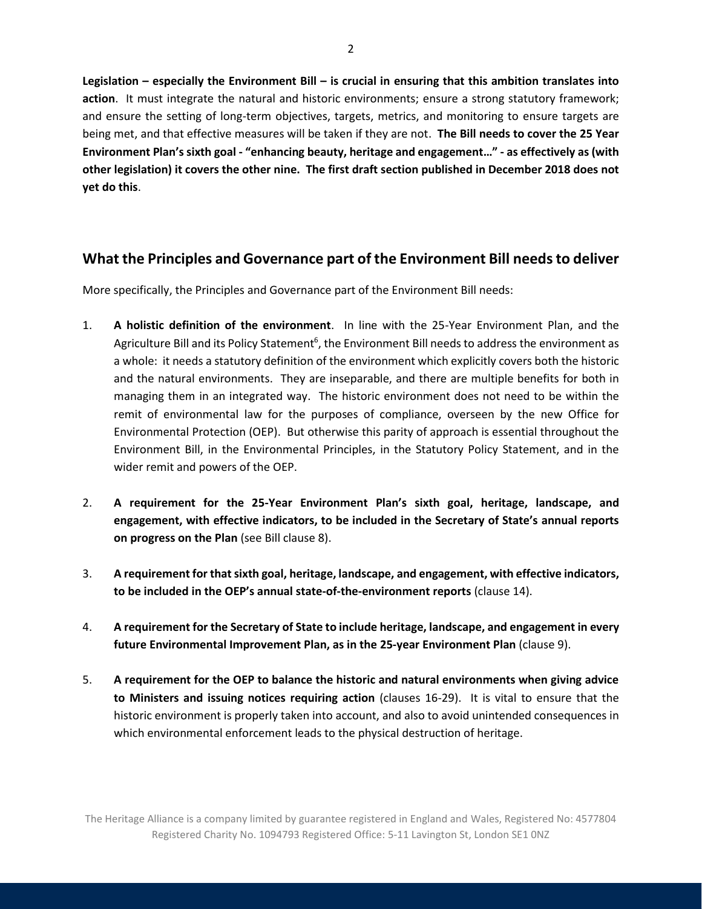**Legislation – especially the Environment Bill – is crucial in ensuring that this ambition translates into action**. It must integrate the natural and historic environments; ensure a strong statutory framework; and ensure the setting of long-term objectives, targets, metrics, and monitoring to ensure targets are being met, and that effective measures will be taken if they are not. **The Bill needs to cover the 25 Year Environment Plan's sixth goal - "enhancing beauty, heritage and engagement…" - as effectively as (with other legislation) it covers the other nine. The first draft section published in December 2018 does not yet do this**.

## What the Principles and Governance part of the Environment Bill needs to deliver

More specifically, the Principles and Governance part of the Environment Bill needs:

1. **A holistic definition of the environment**. In line with the 25-Year Environment Plan, and the Agriculture Bill and its Policy Statement[6], the Environment Bill needs to address the environment as a whole: it needs a statutory definition of the environment which explicitly covers both the historic and the natural environments. They are inseparable, and there are multiple benefits for both in managing them in an integrated way. The historic environment does not need to be within the remit of environmental law for the purposes of compliance, overseen by the new Office for Environmental Protection (OEP). But otherwise this parity of approach is essential throughout the Environment Bill, in the Environmental Principles, in the Statutory Policy Statement, and in the wider remit and powers of the OEP.

2. **A requirement for the 25-Year Environment Plan's sixth goal, heritage, landscape, and engagement, with effective indicators, to be included in the Secretary of State's annual reports on progress on the Plan** (see Bill clause 8).

3. **A requirement for that sixth goal, heritage, landscape, and engagement, with effective indicators, to be included in the OEP's annual state-of-the-environment reports** (clause 14).

4. **A requirement for the Secretary of State to include heritage, landscape, and engagement in every future Environmental Improvement Plan, as in the 25-year Environment Plan** (clause 9).

5. **A requirement for the OEP to balance the historic and natural environments when giving advice to Ministers and issuing notices requiring action** (clauses 16-29). It is vital to ensure that the historic environment is properly taken into account, and also to avoid unintended consequences in which environmental enforcement leads to the physical destruction of heritage.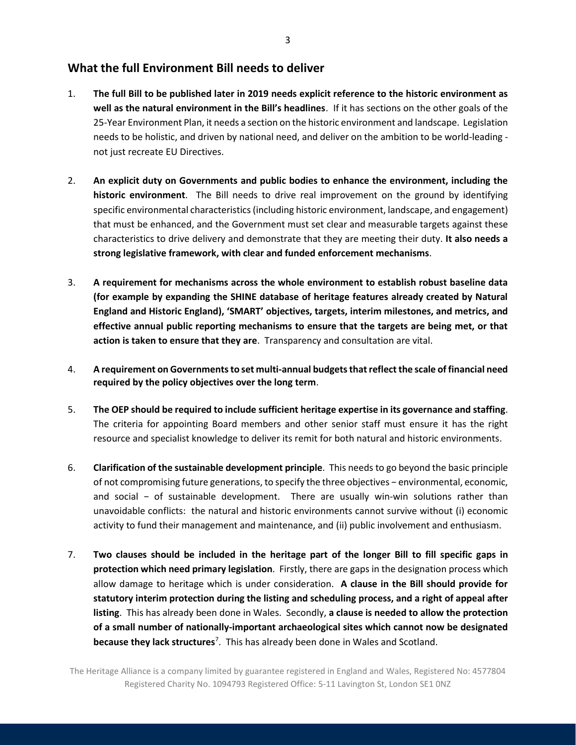## What the full Environment Bill needs to deliver

1. **The full Bill to be published later in 2019 needs explicit reference to the historic environment as well as the natural environment in the Bill's headlines**. If it has sections on the other goals of the 25-Year Environment Plan, it needs a section on the historic environment and landscape. Legislation needs to be holistic, and driven by national need, and deliver on the ambition to be world-leading - not just recreate EU Directives.

2. **An explicit duty on Governments and public bodies to enhance the environment, including the historic environment**. The Bill needs to drive real improvement on the ground by identifying specific environmental characteristics (including historic environment, landscape, and engagement) that must be enhanced, and the Government must set clear and measurable targets against these characteristics to drive delivery and demonstrate that they are meeting their duty. **It also needs a strong legislative framework, with clear and funded enforcement mechanisms**.

3. **A requirement for mechanisms across the whole environment to establish robust baseline data (for example by expanding the SHINE database of heritage features already created by Natural England and Historic England), 'SMART' objectives, targets, interim milestones, and metrics, and effective annual public reporting mechanisms to ensure that the targets are being met, or that action is taken to ensure that they are**. Transparency and consultation are vital.

4. **A requirement on Governments to set multi-annual budgets that reflect the scale of financial need required by the policy objectives over the long term**.

5. **The OEP should be required to include sufficient heritage expertise in its governance and staffing**. The criteria for appointing Board members and other senior staff must ensure it has the right resource and specialist knowledge to deliver its remit for both natural and historic environments.

6. **Clarification of the sustainable development principle**. This needs to go beyond the basic principle of not compromising future generations, to specify the three objectives − environmental, economic, and social − of sustainable development. There are usually win-win solutions rather than unavoidable conflicts: the natural and historic environments cannot survive without (i) economic activity to fund their management and maintenance, and (ii) public involvement and enthusiasm.

7. **Two clauses should be included in the heritage part of the longer Bill to fill specific gaps in protection which need primary legislation**. Firstly, there are gaps in the designation process which allow damage to heritage which is under consideration. **A clause in the Bill should provide for statutory interim protection during the listing and scheduling process, and a right of appeal after listing**. This has already been done in Wales. Secondly, **a clause is needed to allow the protection of a small number of nationally-important archaeological sites which cannot now be designated because they lack structures**[7]. This has already been done in Wales and Scotland.

The Heritage Alliance is a company limited by guarantee registered in England and Wales, Registered No: 4577804 Registered Charity No. 1094793 Registered Office: 5-11 Lavington St, London SE1 0NZ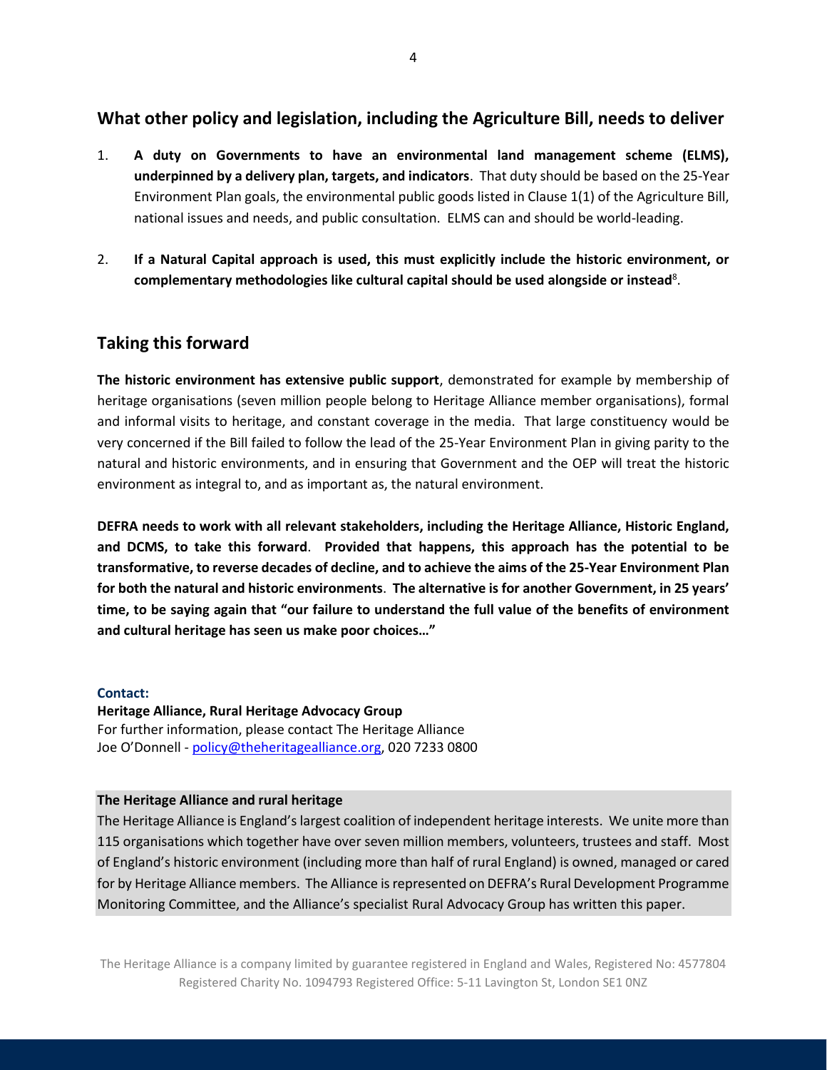## What other policy and legislation, including the Agriculture Bill, needs to deliver

1. **A duty on Governments to have an environmental land management scheme (ELMS), underpinned by a delivery plan, targets, and indicators**. That duty should be based on the 25-Year Environment Plan goals, the environmental public goods listed in Clause 1(1) of the Agriculture Bill, national issues and needs, and public consultation. ELMS can and should be world-leading.

2. **If a Natural Capital approach is used, this must explicitly include the historic environment, or complementary methodologies like cultural capital should be used alongside or instead**[8].

## Taking this forward

**The historic environment has extensive public support**, demonstrated for example by membership of heritage organisations (seven million people belong to Heritage Alliance member organisations), formal and informal visits to heritage, and constant coverage in the media. That large constituency would be very concerned if the Bill failed to follow the lead of the 25-Year Environment Plan in giving parity to the natural and historic environments, and in ensuring that Government and the OEP will treat the historic environment as integral to, and as important as, the natural environment.

**DEFRA needs to work with all relevant stakeholders, including the Heritage Alliance, Historic England, and DCMS, to take this forward**. **Provided that happens, this approach has the potential to be transformative, to reverse decades of decline, and to achieve the aims of the 25-Year Environment Plan for both the natural and historic environments**. **The alternative is for another Government, in 25 years' time, to be saying again that "our failure to understand the full value of the benefits of environment and cultural heritage has seen us make poor choices…"**

**Contact:**
**Heritage Alliance, Rural Heritage Advocacy Group**
For further information, please contact The Heritage Alliance
Joe O'Donnell - policy@theheritagealliance.org, 020 7233 0800

**The Heritage Alliance and rural heritage**
The Heritage Alliance is England's largest coalition of independent heritage interests. We unite more than 115 organisations which together have over seven million members, volunteers, trustees and staff. Most of England's historic environment (including more than half of rural England) is owned, managed or cared for by Heritage Alliance members. The Alliance is represented on DEFRA's Rural Development Programme Monitoring Committee, and the Alliance's specialist Rural Advocacy Group has written this paper.

The Heritage Alliance is a company limited by guarantee registered in England and Wales, Registered No: 4577804
Registered Charity No. 1094793 Registered Office: 5-11 Lavington St, London SE1 0NZ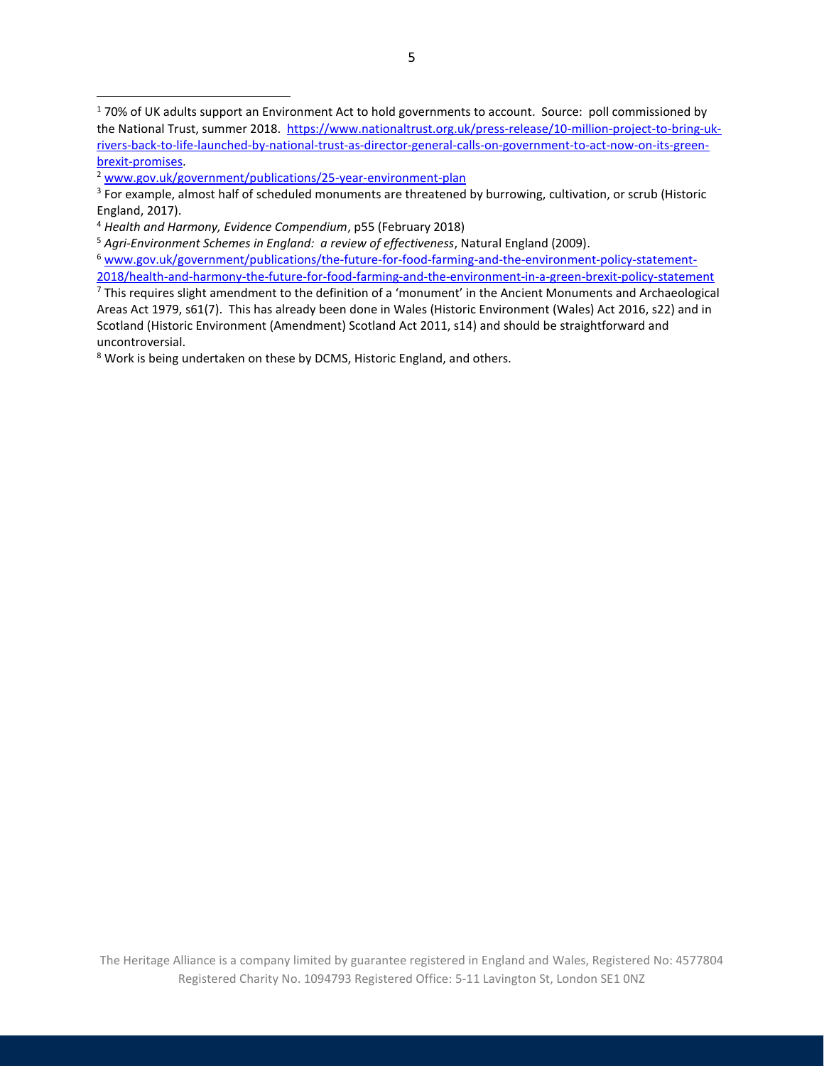[1] 70% of UK adults support an Environment Act to hold governments to account. Source: poll commissioned by the National Trust, summer 2018. https://www.nationaltrust.org.uk/press-release/10-million-project-to-bring-uk-rivers-back-to-life-launched-by-national-trust-as-director-general-calls-on-government-to-act-now-on-its-green-brexit-promises.

[2] www.gov.uk/government/publications/25-year-environment-plan

[3] For example, almost half of scheduled monuments are threatened by burrowing, cultivation, or scrub (Historic England, 2017).

[4] *Health and Harmony, Evidence Compendium*, p55 (February 2018)

[5] *Agri-Environment Schemes in England: a review of effectiveness*, Natural England (2009).

[6] www.gov.uk/government/publications/the-future-for-food-farming-and-the-environment-policy-statement-2018/health-and-harmony-the-future-for-food-farming-and-the-environment-in-a-green-brexit-policy-statement

[7] This requires slight amendment to the definition of a 'monument' in the Ancient Monuments and Archaeological Areas Act 1979, s61(7). This has already been done in Wales (Historic Environment (Wales) Act 2016, s22) and in Scotland (Historic Environment (Amendment) Scotland Act 2011, s14) and should be straightforward and uncontroversial.

[8] Work is being undertaken on these by DCMS, Historic England, and others.

The Heritage Alliance is a company limited by guarantee registered in England and Wales, Registered No: 4577804
Registered Charity No. 1094793 Registered Office: 5-11 Lavington St, London SE1 0NZ